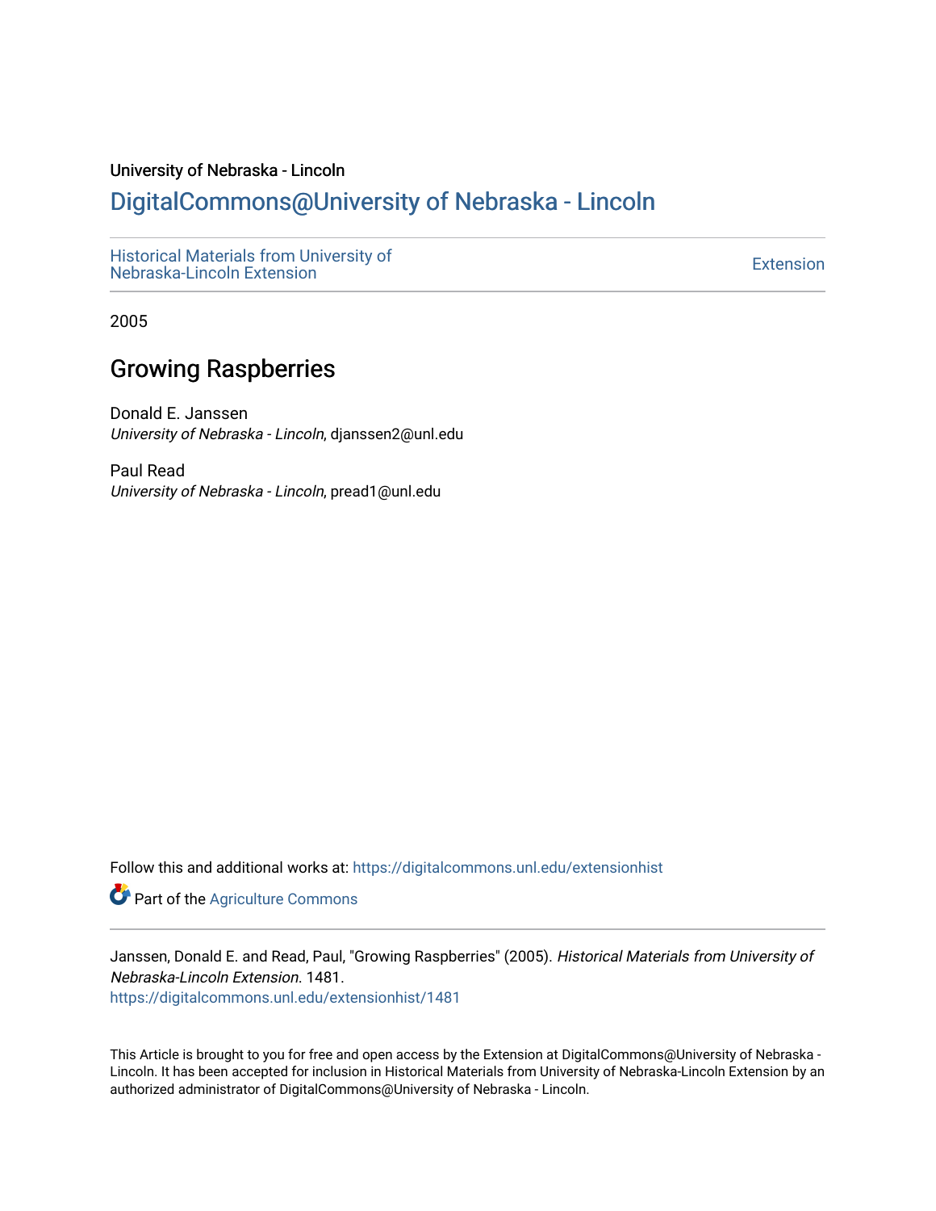University of Nebraska - Lincoln

# DigitalCommons@University of Nebraska - Lincoln

Historical Materials from University of Nebraska-Lincoln Extension

Extension

2005

## Growing Raspberries

Donald E. Janssen
*University of Nebraska - Lincoln*, djanssen2@unl.edu

Paul Read
*University of Nebraska - Lincoln*, pread1@unl.edu

Follow this and additional works at: https://digitalcommons.unl.edu/extensionhist

Part of the Agriculture Commons

Janssen, Donald E. and Read, Paul, "Growing Raspberries" (2005). *Historical Materials from University of Nebraska-Lincoln Extension*. 1481.
https://digitalcommons.unl.edu/extensionhist/1481

This Article is brought to you for free and open access by the Extension at DigitalCommons@University of Nebraska - Lincoln. It has been accepted for inclusion in Historical Materials from University of Nebraska-Lincoln Extension by an authorized administrator of DigitalCommons@University of Nebraska - Lincoln.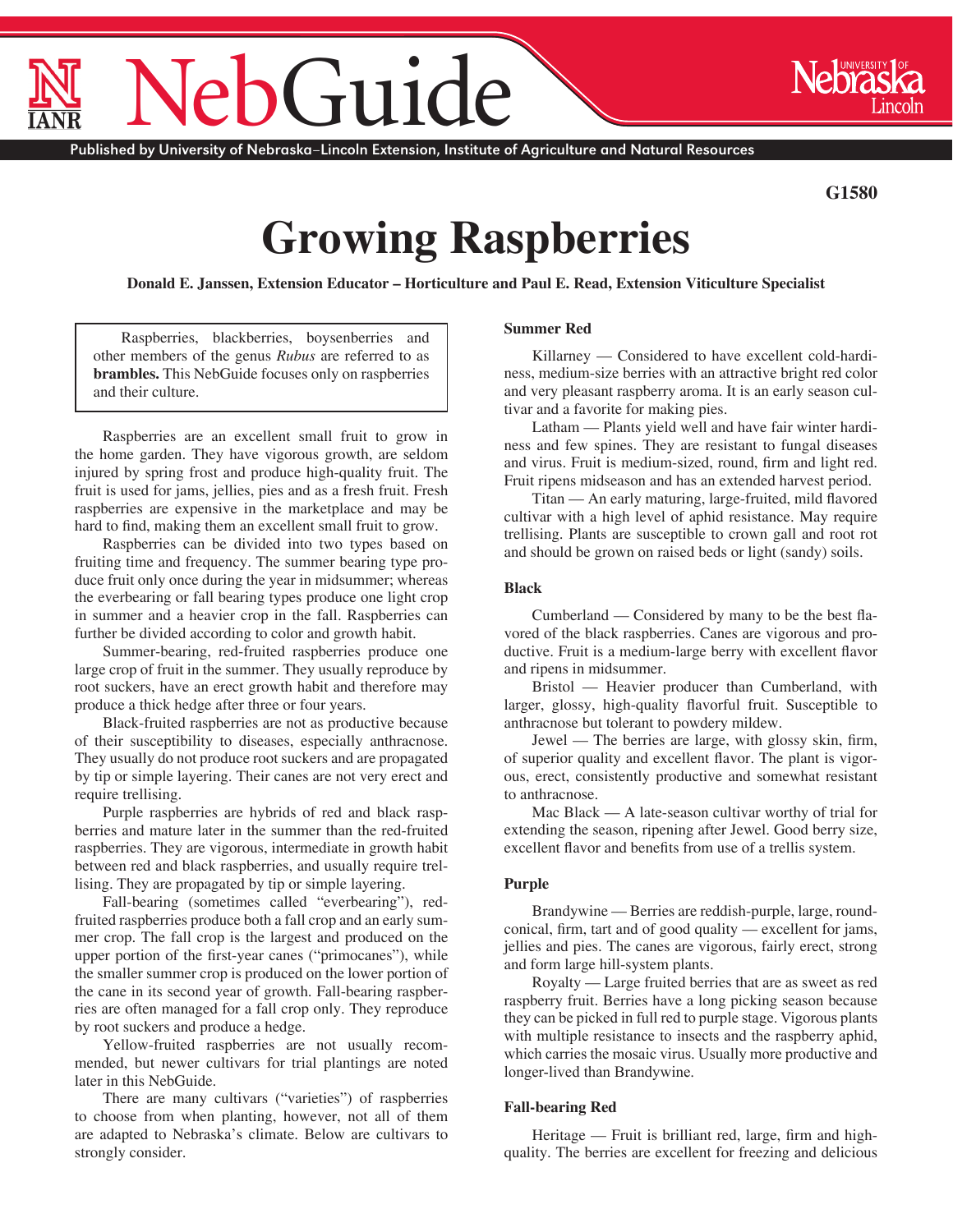G1580

# Growing Raspberries

**Donald E. Janssen, Extension Educator – Horticulture and Paul E. Read, Extension Viticulture Specialist**

> Raspberries, blackberries, boysenberries and other members of the genus *Rubus* are referred to as **brambles.** This NebGuide focuses only on raspberries and their culture.

Raspberries are an excellent small fruit to grow in the home garden. They have vigorous growth, are seldom injured by spring frost and produce high-quality fruit. The fruit is used for jams, jellies, pies and as a fresh fruit. Fresh raspberries are expensive in the marketplace and may be hard to find, making them an excellent small fruit to grow.

Raspberries can be divided into two types based on fruiting time and frequency. The summer bearing type produce fruit only once during the year in midsummer; whereas the everbearing or fall bearing types produce one light crop in summer and a heavier crop in the fall. Raspberries can further be divided according to color and growth habit.

Summer-bearing, red-fruited raspberries produce one large crop of fruit in the summer. They usually reproduce by root suckers, have an erect growth habit and therefore may produce a thick hedge after three or four years.

Black-fruited raspberries are not as productive because of their susceptibility to diseases, especially anthracnose. They usually do not produce root suckers and are propagated by tip or simple layering. Their canes are not very erect and require trellising.

Purple raspberries are hybrids of red and black raspberries and mature later in the summer than the red-fruited raspberries. They are vigorous, intermediate in growth habit between red and black raspberries, and usually require trellising. They are propagated by tip or simple layering.

Fall-bearing (sometimes called "everbearing"), red-fruited raspberries produce both a fall crop and an early summer crop. The fall crop is the largest and produced on the upper portion of the first-year canes ("primocanes"), while the smaller summer crop is produced on the lower portion of the cane in its second year of growth. Fall-bearing raspberries are often managed for a fall crop only. They reproduce by root suckers and produce a hedge.

Yellow-fruited raspberries are not usually recommended, but newer cultivars for trial plantings are noted later in this NebGuide.

There are many cultivars ("varieties") of raspberries to choose from when planting, however, not all of them are adapted to Nebraska's climate. Below are cultivars to strongly consider.

### Summer Red

Killarney — Considered to have excellent cold-hardiness, medium-size berries with an attractive bright red color and very pleasant raspberry aroma. It is an early season cultivar and a favorite for making pies.

Latham — Plants yield well and have fair winter hardiness and few spines. They are resistant to fungal diseases and virus. Fruit is medium-sized, round, firm and light red. Fruit ripens midseason and has an extended harvest period.

Titan — An early maturing, large-fruited, mild flavored cultivar with a high level of aphid resistance. May require trellising. Plants are susceptible to crown gall and root rot and should be grown on raised beds or light (sandy) soils.

### Black

Cumberland — Considered by many to be the best flavored of the black raspberries. Canes are vigorous and productive. Fruit is a medium-large berry with excellent flavor and ripens in midsummer.

Bristol — Heavier producer than Cumberland, with larger, glossy, high-quality flavorful fruit. Susceptible to anthracnose but tolerant to powdery mildew.

Jewel — The berries are large, with glossy skin, firm, of superior quality and excellent flavor. The plant is vigorous, erect, consistently productive and somewhat resistant to anthracnose.

Mac Black — A late-season cultivar worthy of trial for extending the season, ripening after Jewel. Good berry size, excellent flavor and benefits from use of a trellis system.

### Purple

Brandywine — Berries are reddish-purple, large, round-conical, firm, tart and of good quality — excellent for jams, jellies and pies. The canes are vigorous, fairly erect, strong and form large hill-system plants.

Royalty — Large fruited berries that are as sweet as red raspberry fruit. Berries have a long picking season because they can be picked in full red to purple stage. Vigorous plants with multiple resistance to insects and the raspberry aphid, which carries the mosaic virus. Usually more productive and longer-lived than Brandywine.

### Fall-bearing Red

Heritage — Fruit is brilliant red, large, firm and high-quality. The berries are excellent for freezing and delicious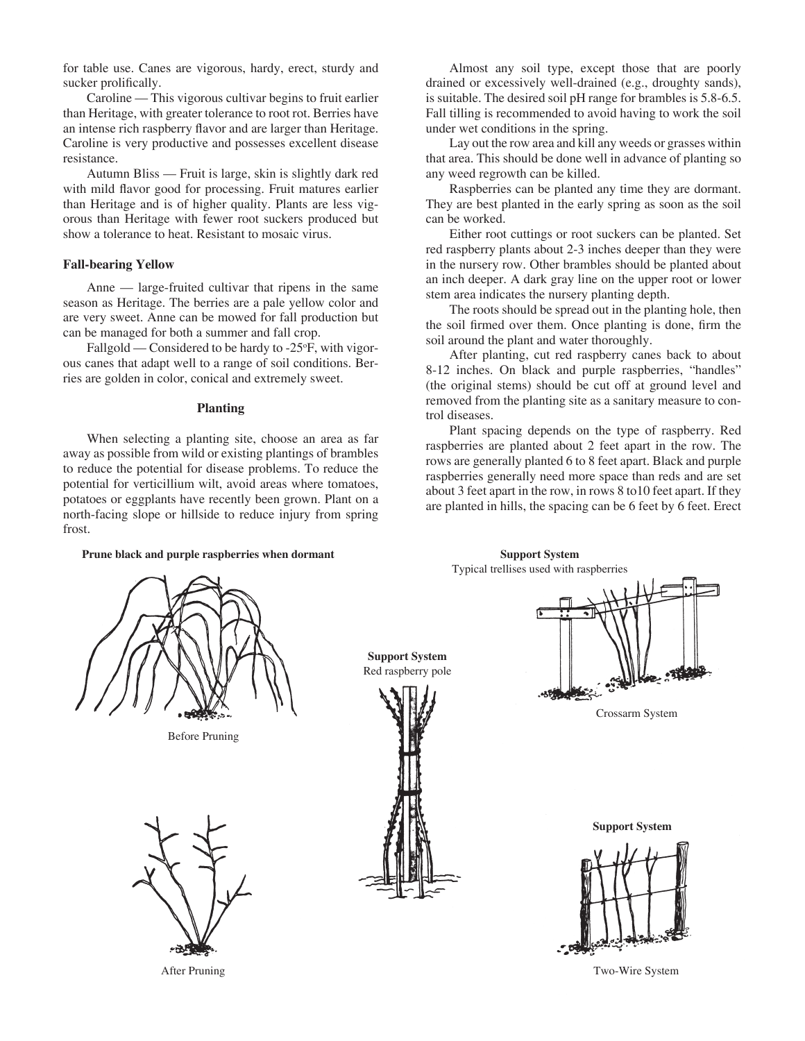for table use. Canes are vigorous, hardy, erect, sturdy and sucker prolifically.

Caroline — This vigorous cultivar begins to fruit earlier than Heritage, with greater tolerance to root rot. Berries have an intense rich raspberry flavor and are larger than Heritage. Caroline is very productive and possesses excellent disease resistance.

Autumn Bliss — Fruit is large, skin is slightly dark red with mild flavor good for processing. Fruit matures earlier than Heritage and is of higher quality. Plants are less vigorous than Heritage with fewer root suckers produced but show a tolerance to heat. Resistant to mosaic virus.

**Fall-bearing Yellow**

Anne — large-fruited cultivar that ripens in the same season as Heritage. The berries are a pale yellow color and are very sweet. Anne can be mowed for fall production but can be managed for both a summer and fall crop.

Fallgold — Considered to be hardy to -25°F, with vigorous canes that adapt well to a range of soil conditions. Berries are golden in color, conical and extremely sweet.

## Planting

When selecting a planting site, choose an area as far away as possible from wild or existing plantings of brambles to reduce the potential for disease problems. To reduce the potential for verticillium wilt, avoid areas where tomatoes, potatoes or eggplants have recently been grown. Plant on a north-facing slope or hillside to reduce injury from spring frost.

Almost any soil type, except those that are poorly drained or excessively well-drained (e.g., droughty sands), is suitable. The desired soil pH range for brambles is 5.8-6.5. Fall tilling is recommended to avoid having to work the soil under wet conditions in the spring.

Lay out the row area and kill any weeds or grasses within that area. This should be done well in advance of planting so any weed regrowth can be killed.

Raspberries can be planted any time they are dormant. They are best planted in the early spring as soon as the soil can be worked.

Either root cuttings or root suckers can be planted. Set red raspberry plants about 2-3 inches deeper than they were in the nursery row. Other brambles should be planted about an inch deeper. A dark gray line on the upper root or lower stem area indicates the nursery planting depth.

The roots should be spread out in the planting hole, then the soil firmed over them. Once planting is done, firm the soil around the plant and water thoroughly.

After planting, cut red raspberry canes back to about 8-12 inches. On black and purple raspberries, "handles" (the original stems) should be cut off at ground level and removed from the planting site as a sanitary measure to control diseases.

Plant spacing depends on the type of raspberry. Red raspberries are planted about 2 feet apart in the row. The rows are generally planted 6 to 8 feet apart. Black and purple raspberries generally need more space than reds and are set about 3 feet apart in the row, in rows 8 to10 feet apart. If they are planted in hills, the spacing can be 6 feet by 6 feet. Erect

**Prune black and purple raspberries when dormant**

Before Pruning

After Pruning

**Support System**
Red raspberry pole

**Support System**
Typical trellises used with raspberries

Crossarm System

**Support System**

Two-Wire System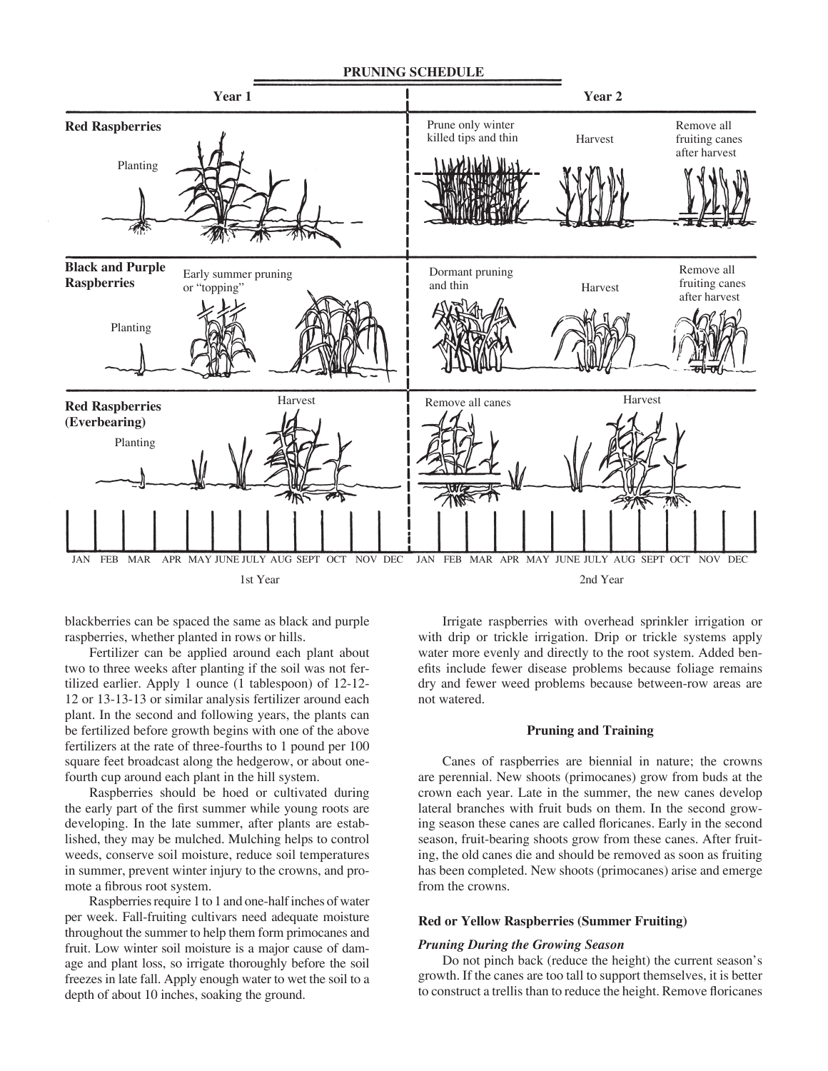**PRUNING SCHEDULE**

| | Year 1 | | | Year 2 | | |
|---|---|---|---|---|---|---|
| **Red Raspberries** | Planting | | | Prune only winter killed tips and thin | Harvest | Remove all fruiting canes after harvest |
| **Black and Purple Raspberries** | Planting | Early summer pruning or "topping" | | Dormant pruning and thin | Harvest | Remove all fruiting canes after harvest |
| **Red Raspberries (Everbearing)** | Planting | Harvest | | Remove all canes | Harvest | |

JAN FEB MAR APR MAY JUNE JULY AUG SEPT OCT NOV DEC — 1st Year

JAN FEB MAR APR MAY JUNE JULY AUG SEPT OCT NOV DEC — 2nd Year

blackberries can be spaced the same as black and purple raspberries, whether planted in rows or hills.

Fertilizer can be applied around each plant about two to three weeks after planting if the soil was not fertilized earlier. Apply 1 ounce (1 tablespoon) of 12-12-12 or 13-13-13 or similar analysis fertilizer around each plant. In the second and following years, the plants can be fertilized before growth begins with one of the above fertilizers at the rate of three-fourths to 1 pound per 100 square feet broadcast along the hedgerow, or about one-fourth cup around each plant in the hill system.

Raspberries should be hoed or cultivated during the early part of the first summer while young roots are developing. In the late summer, after plants are established, they may be mulched. Mulching helps to control weeds, conserve soil moisture, reduce soil temperatures in summer, prevent winter injury to the crowns, and promote a fibrous root system.

Raspberries require 1 to 1 and one-half inches of water per week. Fall-fruiting cultivars need adequate moisture throughout the summer to help them form primocanes and fruit. Low winter soil moisture is a major cause of damage and plant loss, so irrigate thoroughly before the soil freezes in late fall. Apply enough water to wet the soil to a depth of about 10 inches, soaking the ground.

Irrigate raspberries with overhead sprinkler irrigation or with drip or trickle irrigation. Drip or trickle systems apply water more evenly and directly to the root system. Added benefits include fewer disease problems because foliage remains dry and fewer weed problems because between-row areas are not watered.

## Pruning and Training

Canes of raspberries are biennial in nature; the crowns are perennial. New shoots (primocanes) grow from buds at the crown each year. Late in the summer, the new canes develop lateral branches with fruit buds on them. In the second growing season these canes are called floricanes. Early in the second season, fruit-bearing shoots grow from these canes. After fruiting, the old canes die and should be removed as soon as fruiting has been completed. New shoots (primocanes) arise and emerge from the crowns.

### Red or Yellow Raspberries (Summer Fruiting)

#### *Pruning During the Growing Season*

Do not pinch back (reduce the height) the current season's growth. If the canes are too tall to support themselves, it is better to construct a trellis than to reduce the height. Remove floricanes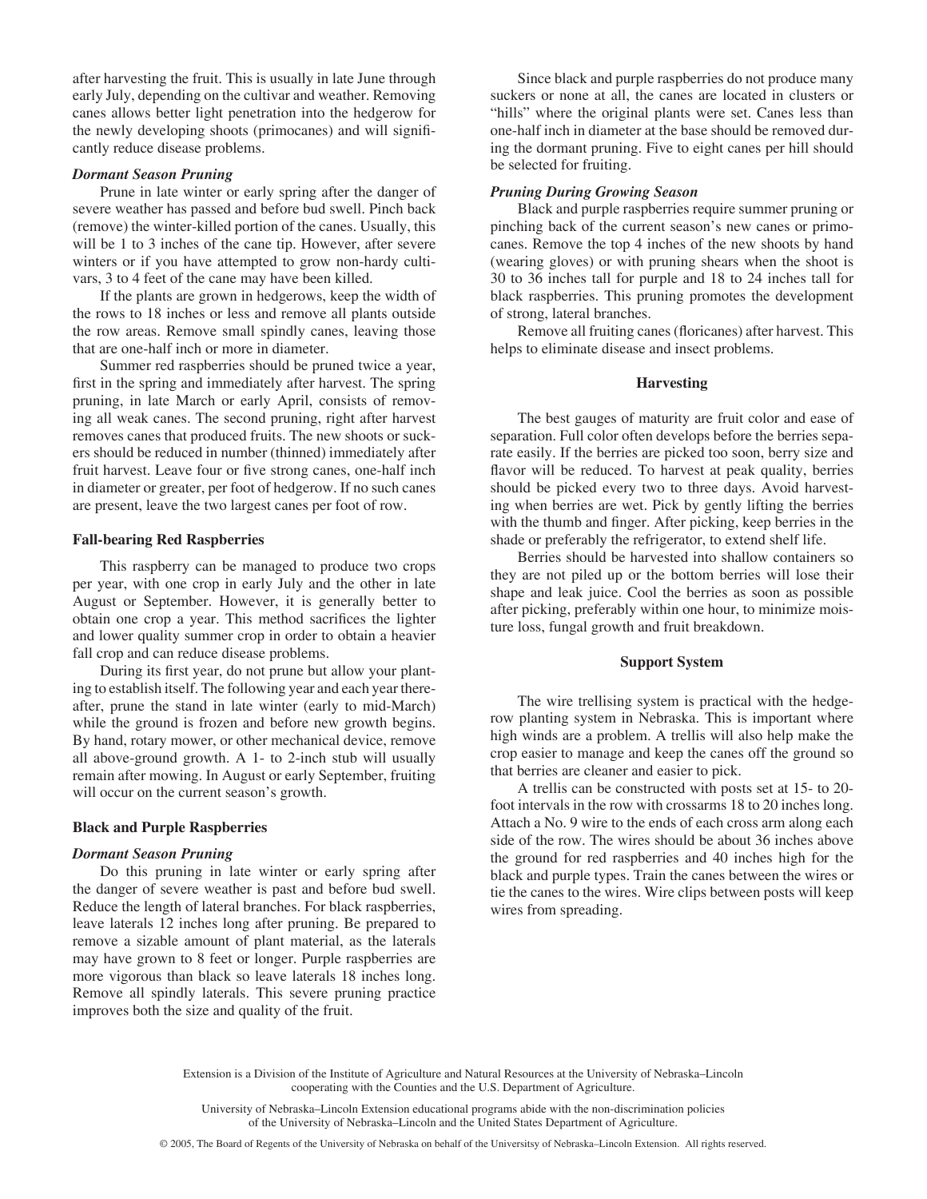after harvesting the fruit. This is usually in late June through early July, depending on the cultivar and weather. Removing canes allows better light penetration into the hedgerow for the newly developing shoots (primocanes) and will significantly reduce disease problems.

*Dormant Season Pruning*

Prune in late winter or early spring after the danger of severe weather has passed and before bud swell. Pinch back (remove) the winter-killed portion of the canes. Usually, this will be 1 to 3 inches of the cane tip. However, after severe winters or if you have attempted to grow non-hardy cultivars, 3 to 4 feet of the cane may have been killed.

If the plants are grown in hedgerows, keep the width of the rows to 18 inches or less and remove all plants outside the row areas. Remove small spindly canes, leaving those that are one-half inch or more in diameter.

Summer red raspberries should be pruned twice a year, first in the spring and immediately after harvest. The spring pruning, in late March or early April, consists of removing all weak canes. The second pruning, right after harvest removes canes that produced fruits. The new shoots or suckers should be reduced in number (thinned) immediately after fruit harvest. Leave four or five strong canes, one-half inch in diameter or greater, per foot of hedgerow. If no such canes are present, leave the two largest canes per foot of row.

### Fall-bearing Red Raspberries

This raspberry can be managed to produce two crops per year, with one crop in early July and the other in late August or September. However, it is generally better to obtain one crop a year. This method sacrifices the lighter and lower quality summer crop in order to obtain a heavier fall crop and can reduce disease problems.

During its first year, do not prune but allow your planting to establish itself. The following year and each year thereafter, prune the stand in late winter (early to mid-March) while the ground is frozen and before new growth begins. By hand, rotary mower, or other mechanical device, remove all above-ground growth. A 1- to 2-inch stub will usually remain after mowing. In August or early September, fruiting will occur on the current season's growth.

### Black and Purple Raspberries

*Dormant Season Pruning*

Do this pruning in late winter or early spring after the danger of severe weather is past and before bud swell. Reduce the length of lateral branches. For black raspberries, leave laterals 12 inches long after pruning. Be prepared to remove a sizable amount of plant material, as the laterals may have grown to 8 feet or longer. Purple raspberries are more vigorous than black so leave laterals 18 inches long. Remove all spindly laterals. This severe pruning practice improves both the size and quality of the fruit.

Since black and purple raspberries do not produce many suckers or none at all, the canes are located in clusters or "hills" where the original plants were set. Canes less than one-half inch in diameter at the base should be removed during the dormant pruning. Five to eight canes per hill should be selected for fruiting.

*Pruning During Growing Season*

Black and purple raspberries require summer pruning or pinching back of the current season's new canes or primocanes. Remove the top 4 inches of the new shoots by hand (wearing gloves) or with pruning shears when the shoot is 30 to 36 inches tall for purple and 18 to 24 inches tall for black raspberries. This pruning promotes the development of strong, lateral branches.

Remove all fruiting canes (floricanes) after harvest. This helps to eliminate disease and insect problems.

### Harvesting

The best gauges of maturity are fruit color and ease of separation. Full color often develops before the berries separate easily. If the berries are picked too soon, berry size and flavor will be reduced. To harvest at peak quality, berries should be picked every two to three days. Avoid harvesting when berries are wet. Pick by gently lifting the berries with the thumb and finger. After picking, keep berries in the shade or preferably the refrigerator, to extend shelf life.

Berries should be harvested into shallow containers so they are not piled up or the bottom berries will lose their shape and leak juice. Cool the berries as soon as possible after picking, preferably within one hour, to minimize moisture loss, fungal growth and fruit breakdown.

### Support System

The wire trellising system is practical with the hedgerow planting system in Nebraska. This is important where high winds are a problem. A trellis will also help make the crop easier to manage and keep the canes off the ground so that berries are cleaner and easier to pick.

A trellis can be constructed with posts set at 15- to 20-foot intervals in the row with crossarms 18 to 20 inches long. Attach a No. 9 wire to the ends of each cross arm along each side of the row. The wires should be about 36 inches above the ground for red raspberries and 40 inches high for the black and purple types. Train the canes between the wires or tie the canes to the wires. Wire clips between posts will keep wires from spreading.

Extension is a Division of the Institute of Agriculture and Natural Resources at the University of Nebraska–Lincoln cooperating with the Counties and the U.S. Department of Agriculture.

University of Nebraska–Lincoln Extension educational programs abide with the non-discrimination policies of the University of Nebraska–Lincoln and the United States Department of Agriculture.

© 2005, The Board of Regents of the University of Nebraska on behalf of the Universitsy of Nebraska–Lincoln Extension. All rights reserved.